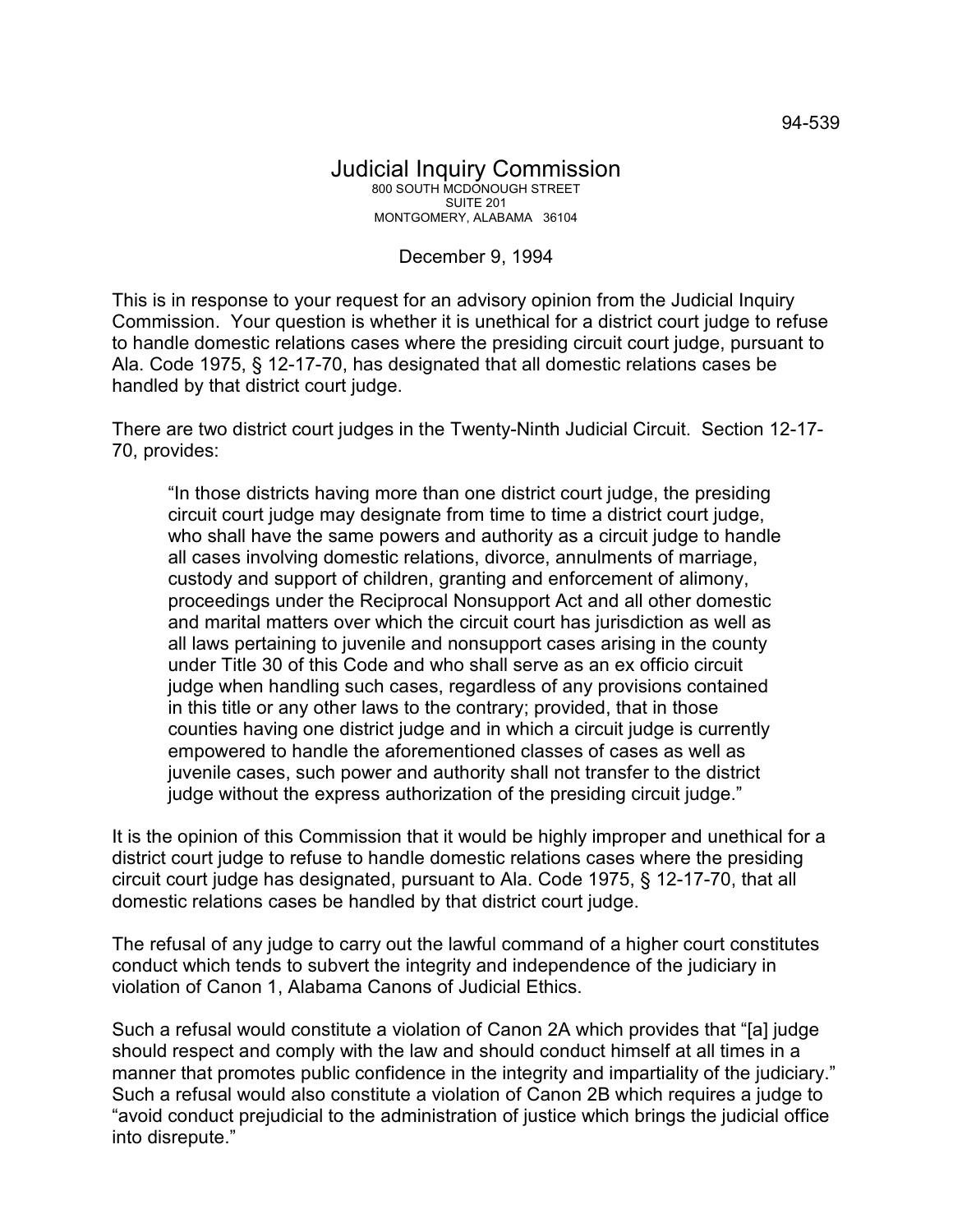94-539

# Judicial Inquiry Commission

800 SOUTH MCDONOUGH STREET
SUITE 201
MONTGOMERY, ALABAMA 36104

December 9, 1994

This is in response to your request for an advisory opinion from the Judicial Inquiry Commission. Your question is whether it is unethical for a district court judge to refuse to handle domestic relations cases where the presiding circuit court judge, pursuant to Ala. Code 1975, § 12-17-70, has designated that all domestic relations cases be handled by that district court judge.

There are two district court judges in the Twenty-Ninth Judicial Circuit. Section 12-17-70, provides:

> "In those districts having more than one district court judge, the presiding circuit court judge may designate from time to time a district court judge, who shall have the same powers and authority as a circuit judge to handle all cases involving domestic relations, divorce, annulments of marriage, custody and support of children, granting and enforcement of alimony, proceedings under the Reciprocal Nonsupport Act and all other domestic and marital matters over which the circuit court has jurisdiction as well as all laws pertaining to juvenile and nonsupport cases arising in the county under Title 30 of this Code and who shall serve as an ex officio circuit judge when handling such cases, regardless of any provisions contained in this title or any other laws to the contrary; provided, that in those counties having one district judge and in which a circuit judge is currently empowered to handle the aforementioned classes of cases as well as juvenile cases, such power and authority shall not transfer to the district judge without the express authorization of the presiding circuit judge."

It is the opinion of this Commission that it would be highly improper and unethical for a district court judge to refuse to handle domestic relations cases where the presiding circuit court judge has designated, pursuant to Ala. Code 1975, § 12-17-70, that all domestic relations cases be handled by that district court judge.

The refusal of any judge to carry out the lawful command of a higher court constitutes conduct which tends to subvert the integrity and independence of the judiciary in violation of Canon 1, Alabama Canons of Judicial Ethics.

Such a refusal would constitute a violation of Canon 2A which provides that "[a] judge should respect and comply with the law and should conduct himself at all times in a manner that promotes public confidence in the integrity and impartiality of the judiciary." Such a refusal would also constitute a violation of Canon 2B which requires a judge to "avoid conduct prejudicial to the administration of justice which brings the judicial office into disrepute."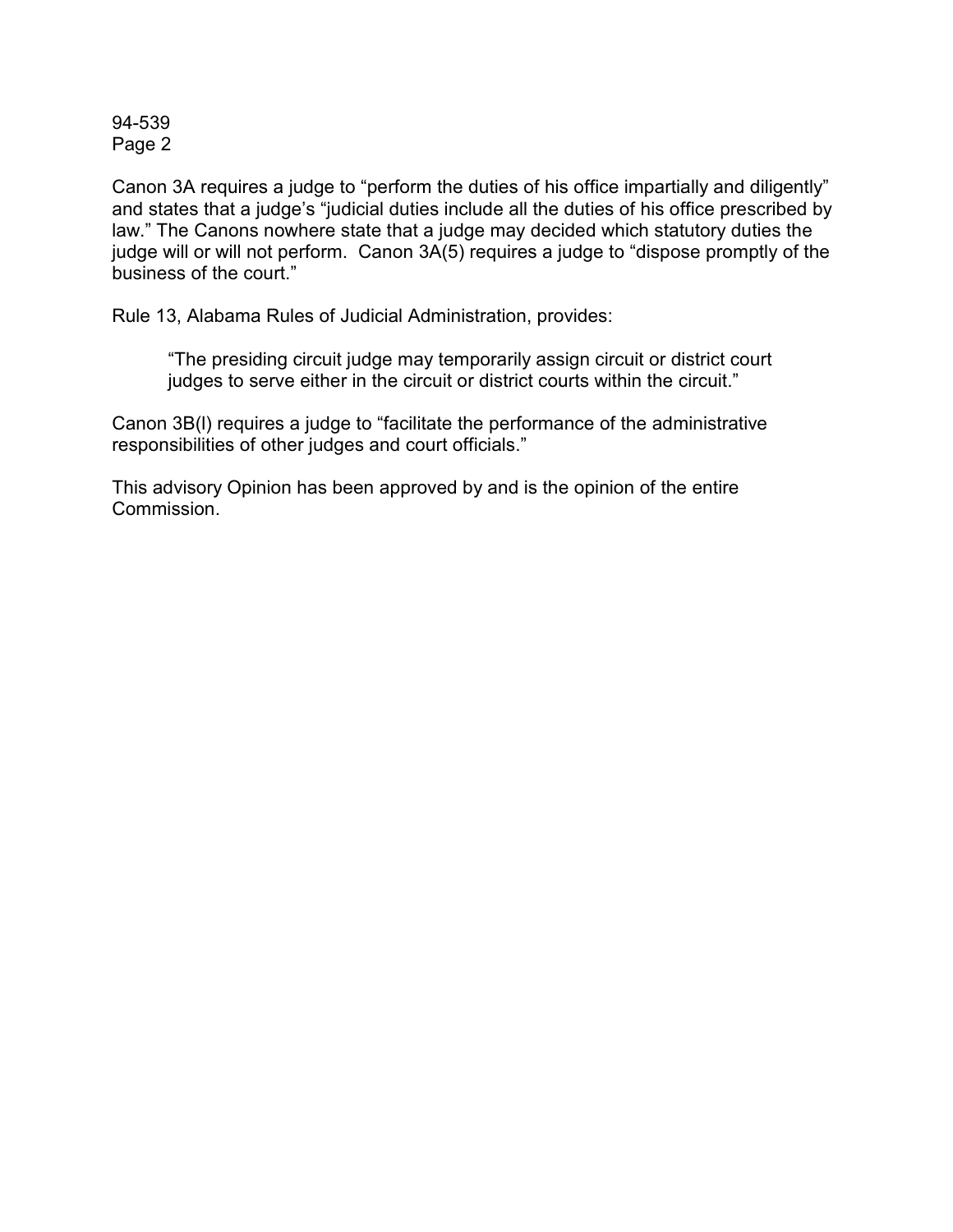Canon 3A requires a judge to "perform the duties of his office impartially and diligently" and states that a judge's "judicial duties include all the duties of his office prescribed by law." The Canons nowhere state that a judge may decided which statutory duties the judge will or will not perform. Canon 3A(5) requires a judge to "dispose promptly of the business of the court."

Rule 13, Alabama Rules of Judicial Administration, provides:

> "The presiding circuit judge may temporarily assign circuit or district court judges to serve either in the circuit or district courts within the circuit."

Canon 3B(l) requires a judge to "facilitate the performance of the administrative responsibilities of other judges and court officials."

This advisory Opinion has been approved by and is the opinion of the entire Commission.